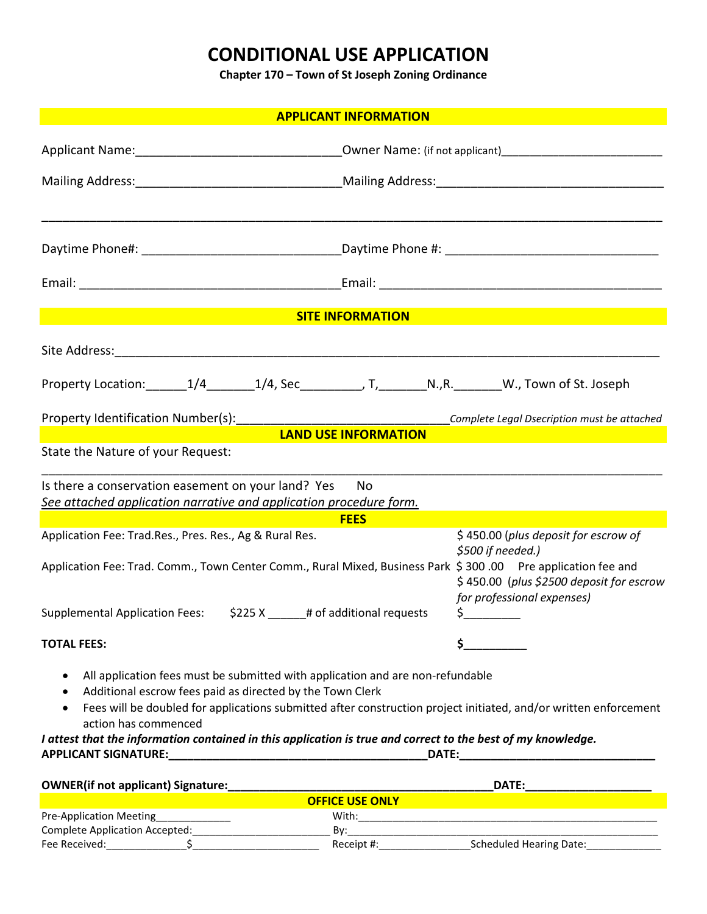# CONDITIONAL USE APPLICATION

**Chapter 170 – Town of St Joseph Zoning Ordinance**

## APPLICANT INFORMATION

Applicant Name:______________________________ Owner Name: (if not applicant)__________________________

Mailing Address:______________________________ Mailing Address:_________________________________

_____________________________________________________________________________________________

Daytime Phone#: ____________________________ Daytime Phone #: ______________________________

Email: _______________________________________ Email: ________________________________________

## SITE INFORMATION

Site Address:_________________________________________________________________________________

Property Location:______1/4_______1/4, Sec_________, T,_______N.,R._______W., Town of St. Joseph

Property Identification Number(s):______________________________ *Complete Legal Dsecription must be attached*

## LAND USE INFORMATION

State the Nature of your Request:

_____________________________________________________________________________________________

Is there a conservation easement on your land? Yes No

*See attached application narrative and application procedure form.*

## FEES

| | |
|---|---|
| Application Fee: Trad.Res., Pres. Res., Ag & Rural Res. | $ 450.00 (*plus deposit for escrow of $500 if needed.)* |
| Application Fee: Trad. Comm., Town Center Comm., Rural Mixed, Business Park | $ 300 .00 Pre application fee and $ 450.00 (*plus $2500 deposit for escrow for professional expenses)* |
| Supplemental Application Fees: $225 X ______# of additional requests | $_________ |
| **TOTAL FEES:** | **$__________** |

- All application fees must be submitted with application and are non-refundable
- Additional escrow fees paid as directed by the Town Clerk
- Fees will be doubled for applications submitted after construction project initiated, and/or written enforcement action has commenced

***I attest that the information contained in this application is true and correct to the best of my knowledge.***

**APPLICANT SIGNATURE:_________________________________________DATE:_______________________________**

**OWNER(if not applicant) Signature:___________________________________________DATE:____________________**

## OFFICE USE ONLY

Pre-Application Meeting_____________ With:____________________________________________________

Complete Application Accepted:_______________________ By:______________________________________________

Fee Received:______________$______________________ Receipt #:_______________Scheduled Hearing Date:_____________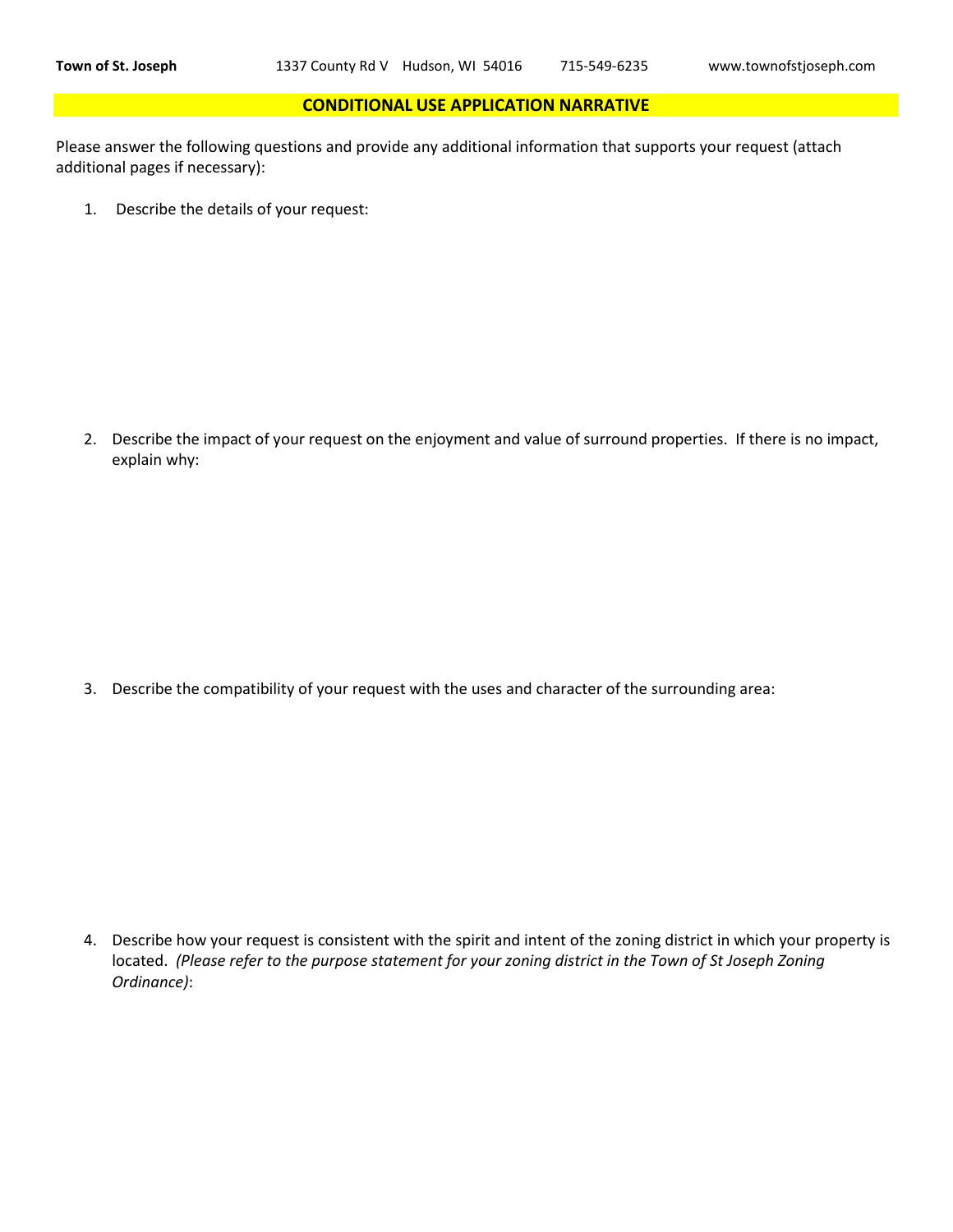**Town of St. Joseph** 1337 County Rd V Hudson, WI 54016 715-549-6235 www.townofstjoseph.com

## CONDITIONAL USE APPLICATION NARRATIVE

Please answer the following questions and provide any additional information that supports your request (attach additional pages if necessary):

1. Describe the details of your request:

2. Describe the impact of your request on the enjoyment and value of surround properties. If there is no impact, explain why:

3. Describe the compatibility of your request with the uses and character of the surrounding area:

4. Describe how your request is consistent with the spirit and intent of the zoning district in which your property is located. *(Please refer to the purpose statement for your zoning district in the Town of St Joseph Zoning Ordinance)*: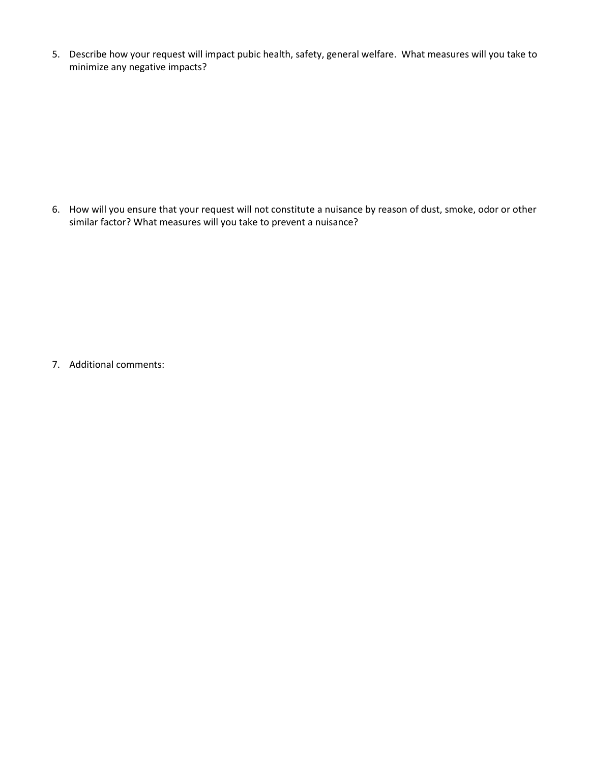5. Describe how your request will impact pubic health, safety, general welfare. What measures will you take to minimize any negative impacts?

6. How will you ensure that your request will not constitute a nuisance by reason of dust, smoke, odor or other similar factor? What measures will you take to prevent a nuisance?

7. Additional comments: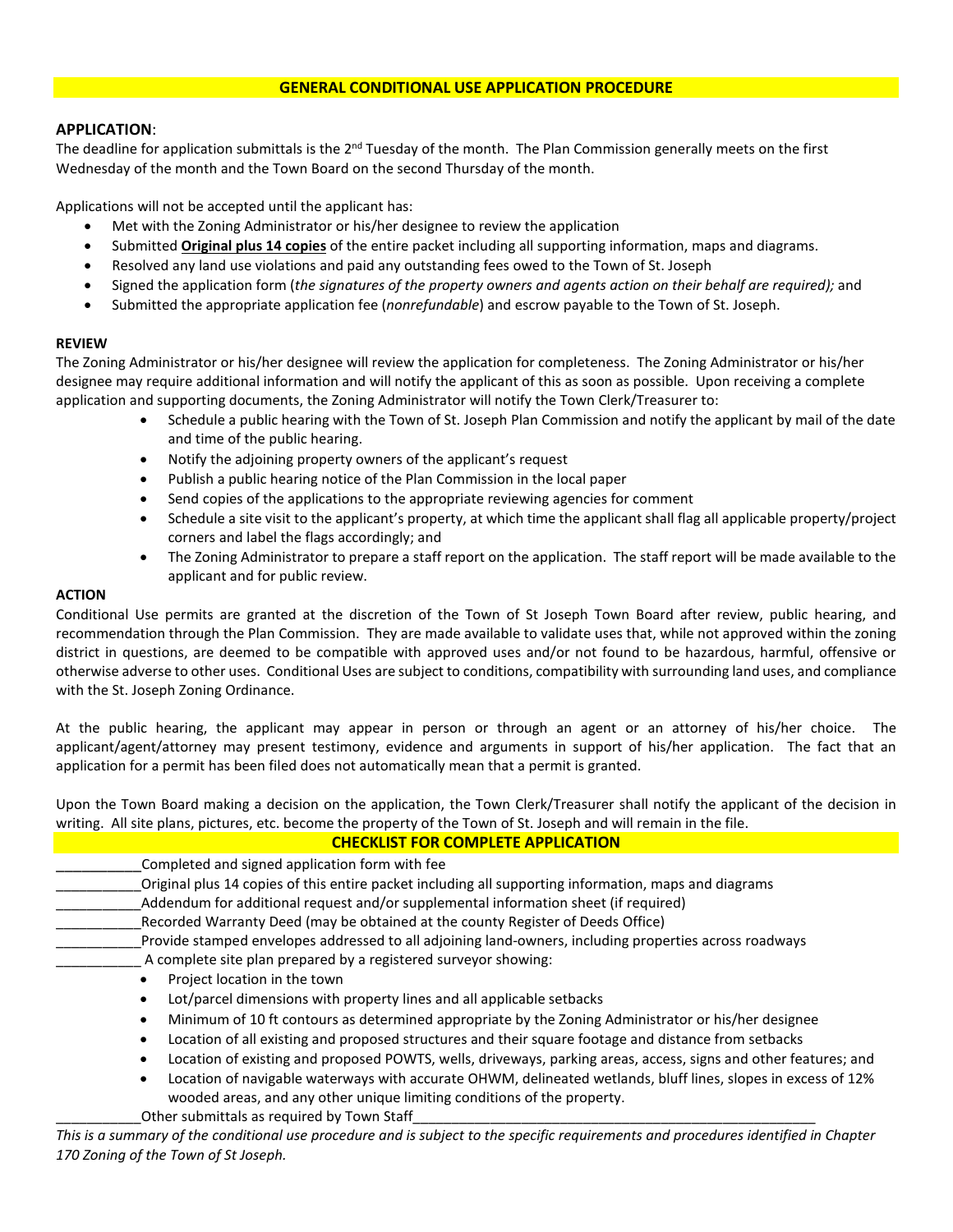## GENERAL CONDITIONAL USE APPLICATION PROCEDURE

**APPLICATION**:

The deadline for application submittals is the 2nd Tuesday of the month. The Plan Commission generally meets on the first Wednesday of the month and the Town Board on the second Thursday of the month.

Applications will not be accepted until the applicant has:

- Met with the Zoning Administrator or his/her designee to review the application
- Submitted **Original plus 14 copies** of the entire packet including all supporting information, maps and diagrams.
- Resolved any land use violations and paid any outstanding fees owed to the Town of St. Joseph
- Signed the application form (*the signatures of the property owners and agents action on their behalf are required);* and
- Submitted the appropriate application fee (*nonrefundable*) and escrow payable to the Town of St. Joseph.

**REVIEW**

The Zoning Administrator or his/her designee will review the application for completeness. The Zoning Administrator or his/her designee may require additional information and will notify the applicant of this as soon as possible. Upon receiving a complete application and supporting documents, the Zoning Administrator will notify the Town Clerk/Treasurer to:

- Schedule a public hearing with the Town of St. Joseph Plan Commission and notify the applicant by mail of the date and time of the public hearing.
- Notify the adjoining property owners of the applicant's request
- Publish a public hearing notice of the Plan Commission in the local paper
- Send copies of the applications to the appropriate reviewing agencies for comment
- Schedule a site visit to the applicant's property, at which time the applicant shall flag all applicable property/project corners and label the flags accordingly; and
- The Zoning Administrator to prepare a staff report on the application. The staff report will be made available to the applicant and for public review.

**ACTION**

Conditional Use permits are granted at the discretion of the Town of St Joseph Town Board after review, public hearing, and recommendation through the Plan Commission. They are made available to validate uses that, while not approved within the zoning district in questions, are deemed to be compatible with approved uses and/or not found to be hazardous, harmful, offensive or otherwise adverse to other uses. Conditional Uses are subject to conditions, compatibility with surrounding land uses, and compliance with the St. Joseph Zoning Ordinance.

At the public hearing, the applicant may appear in person or through an agent or an attorney of his/her choice. The applicant/agent/attorney may present testimony, evidence and arguments in support of his/her application. The fact that an application for a permit has been filed does not automatically mean that a permit is granted.

Upon the Town Board making a decision on the application, the Town Clerk/Treasurer shall notify the applicant of the decision in writing. All site plans, pictures, etc. become the property of the Town of St. Joseph and will remain in the file.

## CHECKLIST FOR COMPLETE APPLICATION

___________Completed and signed application form with fee

___________Original plus 14 copies of this entire packet including all supporting information, maps and diagrams

___________Addendum for additional request and/or supplemental information sheet (if required)

___________Recorded Warranty Deed (may be obtained at the county Register of Deeds Office)

___________Provide stamped envelopes addressed to all adjoining land-owners, including properties across roadways

___________ A complete site plan prepared by a registered surveyor showing:

- Project location in the town
- Lot/parcel dimensions with property lines and all applicable setbacks
- Minimum of 10 ft contours as determined appropriate by the Zoning Administrator or his/her designee
- Location of all existing and proposed structures and their square footage and distance from setbacks
- Location of existing and proposed POWTS, wells, driveways, parking areas, access, signs and other features; and
- Location of navigable waterways with accurate OHWM, delineated wetlands, bluff lines, slopes in excess of 12% wooded areas, and any other unique limiting conditions of the property.

___________Other submittals as required by Town Staff_______________________________________________________

*This is a summary of the conditional use procedure and is subject to the specific requirements and procedures identified in Chapter 170 Zoning of the Town of St Joseph.*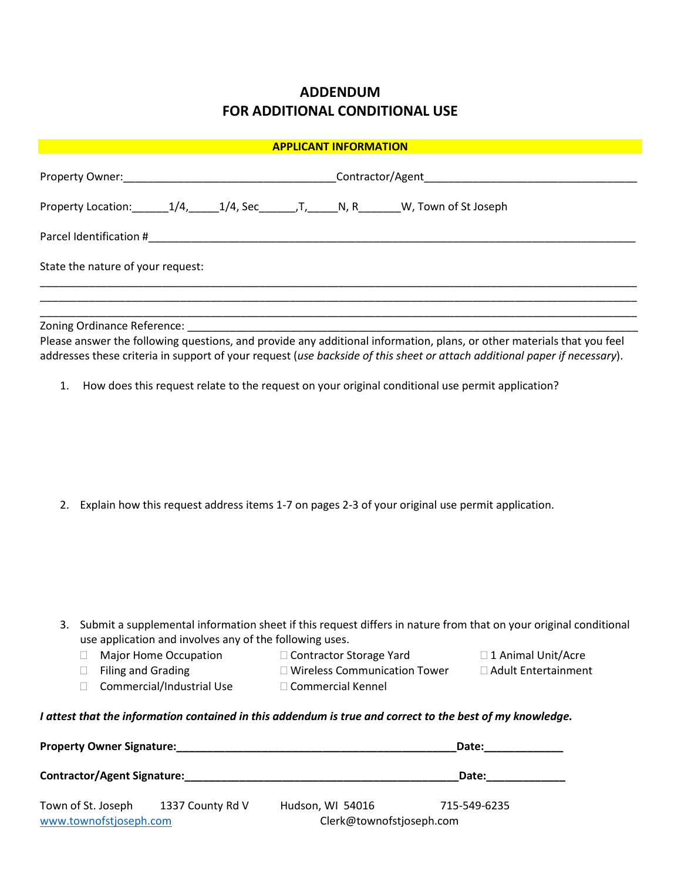# ADDENDUM
# FOR ADDITIONAL CONDITIONAL USE

**APPLICANT INFORMATION**

Property Owner:___________________________________Contractor/Agent___________________________________

Property Location:______1/4,_____1/4, Sec______,T,_____N, R_______W, Town of St Joseph

Parcel Identification #________________________________________________________________________________

State the nature of your request:

_____________________________________________________________________________________________
_____________________________________________________________________________________________
_____________________________________________________________________________________________

Zoning Ordinance Reference: ___________________________________________________________________________

Please answer the following questions, and provide any additional information, plans, or other materials that you feel addresses these criteria in support of your request (*use backside of this sheet or attach additional paper if necessary*).

1. How does this request relate to the request on your original conditional use permit application?

2. Explain how this request address items 1-7 on pages 2-3 of your original use permit application.

3. Submit a supplemental information sheet if this request differs in nature from that on your original conditional use application and involves any of the following uses.
   - ☐ Major Home Occupation
   - ☐ Filing and Grading
   - ☐ Commercial/Industrial Use
   - ☐ Contractor Storage Yard
   - ☐ Wireless Communication Tower
   - ☐ Commercial Kennel
   - ☐ 1 Animal Unit/Acre
   - ☐ Adult Entertainment

***I attest that the information contained in this addendum is true and correct to the best of my knowledge.***

**Property Owner Signature:_______________________________________________Date:_____________**

**Contractor/Agent Signature:_____________________________________________Date:_____________**

Town of St. Joseph  1337 County Rd V  Hudson, WI 54016  715-549-6235
www.townofstjoseph.com  Clerk@townofstjoseph.com